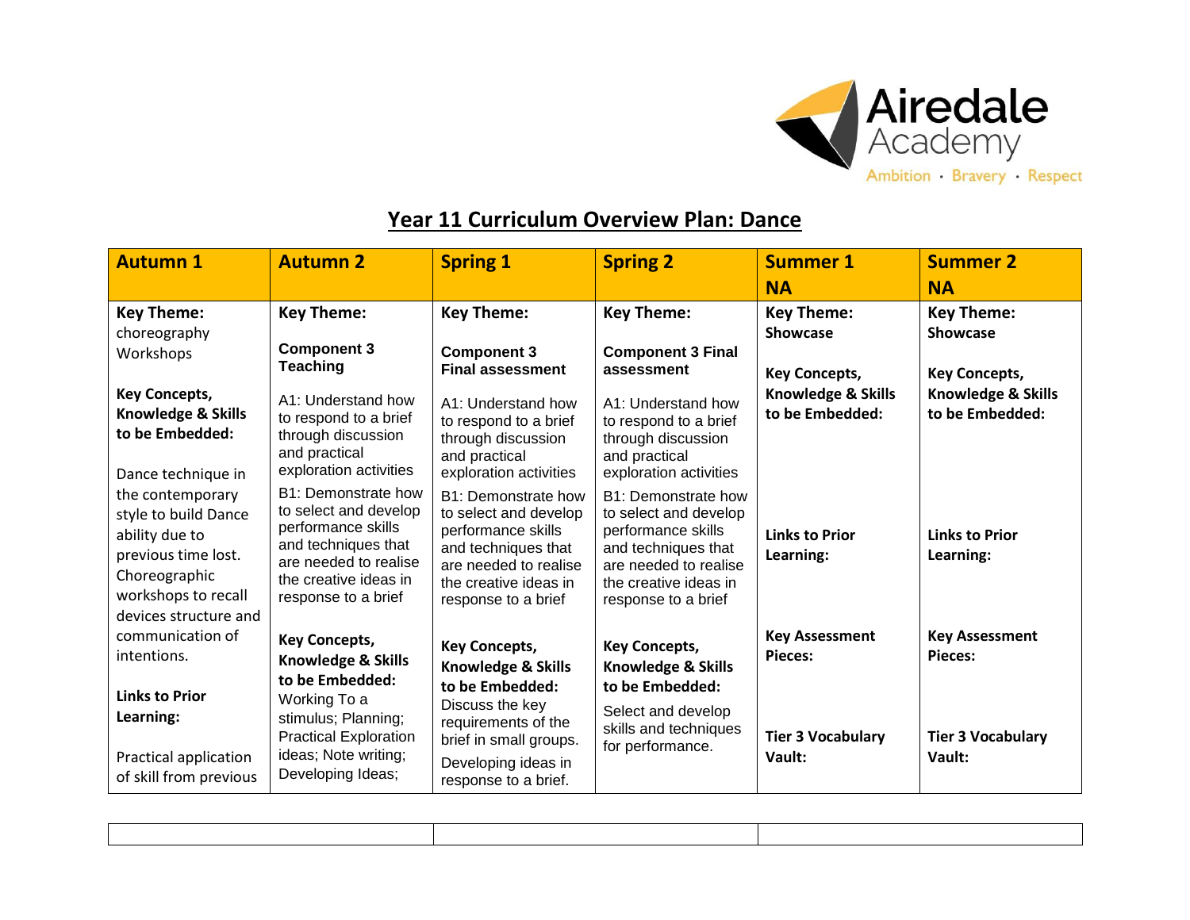Airedale Academy

Ambition · Bravery · Respect

# Year 11 Curriculum Overview Plan: Dance

| Autumn 1 | Autumn 2 | Spring 1 | Spring 2 | Summer 1 NA | Summer 2 NA |
|---|---|---|---|---|---|
| **Key Theme:** choreography Workshops<br><br>**Key Concepts, Knowledge & Skills to be Embedded:**<br><br>Dance technique in the contemporary style to build Dance ability due to previous time lost. Choreographic workshops to recall devices structure and communication of intentions.<br><br>**Links to Prior Learning:**<br><br>Practical application of skill from previous | **Key Theme:**<br><br>**Component 3 Teaching**<br><br>A1: Understand how to respond to a brief through discussion and practical exploration activities<br>B1: Demonstrate how to select and develop performance skills and techniques that are needed to realise the creative ideas in response to a brief<br><br>**Key Concepts, Knowledge & Skills to be Embedded:**<br>Working To a stimulus; Planning; Practical Exploration ideas; Note writing; Developing Ideas; | **Key Theme:**<br><br>**Component 3 Final assessment**<br><br>A1: Understand how to respond to a brief through discussion and practical exploration activities<br>B1: Demonstrate how to select and develop performance skills and techniques that are needed to realise the creative ideas in response to a brief<br><br>**Key Concepts, Knowledge & Skills to be Embedded:**<br>Discuss the key requirements of the brief in small groups.<br>Developing ideas in response to a brief. | **Key Theme:**<br><br>**Component 3 Final assessment**<br><br>A1: Understand how to respond to a brief through discussion and practical exploration activities<br>B1: Demonstrate how to select and develop performance skills and techniques that are needed to realise the creative ideas in response to a brief<br><br>**Key Concepts, Knowledge & Skills to be Embedded:**<br>Select and develop skills and techniques for performance. | **Key Theme:** **Showcase**<br><br>**Key Concepts, Knowledge & Skills to be Embedded:**<br><br>**Links to Prior Learning:**<br><br>**Key Assessment Pieces:**<br><br>**Tier 3 Vocabulary Vault:** | **Key Theme:** **Showcase**<br><br>**Key Concepts, Knowledge & Skills to be Embedded:**<br><br>**Links to Prior Learning:**<br><br>**Key Assessment Pieces:**<br><br>**Tier 3 Vocabulary Vault:** |

| | | |
|---|---|---|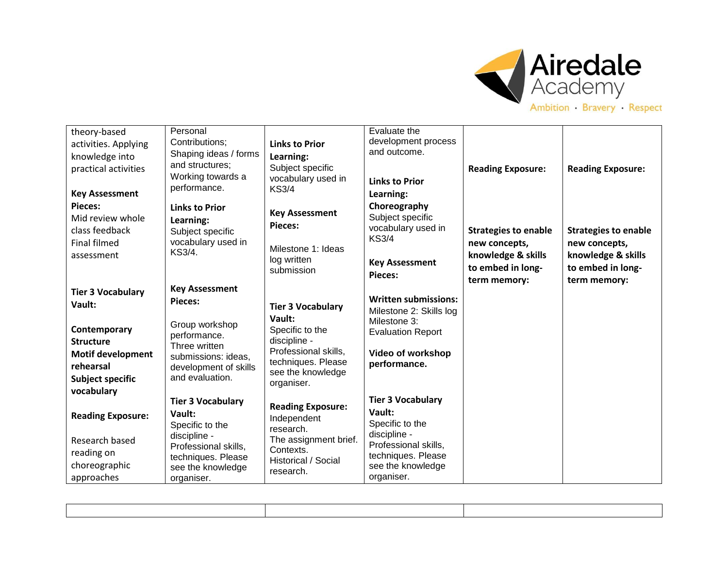| | | | | | |
|---|---|---|---|---|---|
| theory-based activities. Applying knowledge into practical activities<br><br>**Key Assessment Pieces:**<br>Mid review whole class feedback<br>Final filmed assessment<br><br>**Tier 3 Vocabulary Vault:**<br><br>**Contemporary**<br>**Structure**<br>**Motif development**<br>**rehearsal**<br>**Subject specific vocabulary**<br><br>**Reading Exposure:**<br><br>Research based reading on choreographic approaches | Personal Contributions;<br>Shaping ideas / forms and structures;<br>Working towards a performance.<br><br>**Links to Prior Learning:**<br>Subject specific vocabulary used in KS3/4.<br><br>**Key Assessment Pieces:**<br><br>Group workshop performance.<br>Three written submissions: ideas, development of skills and evaluation.<br><br>**Tier 3 Vocabulary Vault:**<br>Specific to the discipline - Professional skills, techniques. Please see the knowledge organiser. | **Links to Prior Learning:**<br>Subject specific vocabulary used in KS3/4<br><br>**Key Assessment Pieces:**<br><br>Milestone 1: Ideas log written submission<br><br>**Tier 3 Vocabulary Vault:**<br>Specific to the discipline - Professional skills, techniques. Please see the knowledge organiser.<br><br>**Reading Exposure:**<br>Independent research.<br>The assignment brief.<br>Contexts.<br>Historical / Social research. | Evaluate the development process and outcome.<br><br>**Links to Prior Learning:**<br>**Choreography**<br>Subject specific vocabulary used in KS3/4<br><br>**Key Assessment Pieces:**<br><br>**Written submissions:**<br>Milestone 2: Skills log<br>Milestone 3: Evaluation Report<br><br>**Video of workshop performance.**<br><br>**Tier 3 Vocabulary Vault:**<br>Specific to the discipline - Professional skills, techniques. Please see the knowledge organiser. | **Reading Exposure:**<br><br>**Strategies to enable new concepts, knowledge & skills to embed in long-term memory:** | **Reading Exposure:**<br><br>**Strategies to enable new concepts, knowledge & skills to embed in long-term memory:** |

| | | |
|---|---|---|
| | | |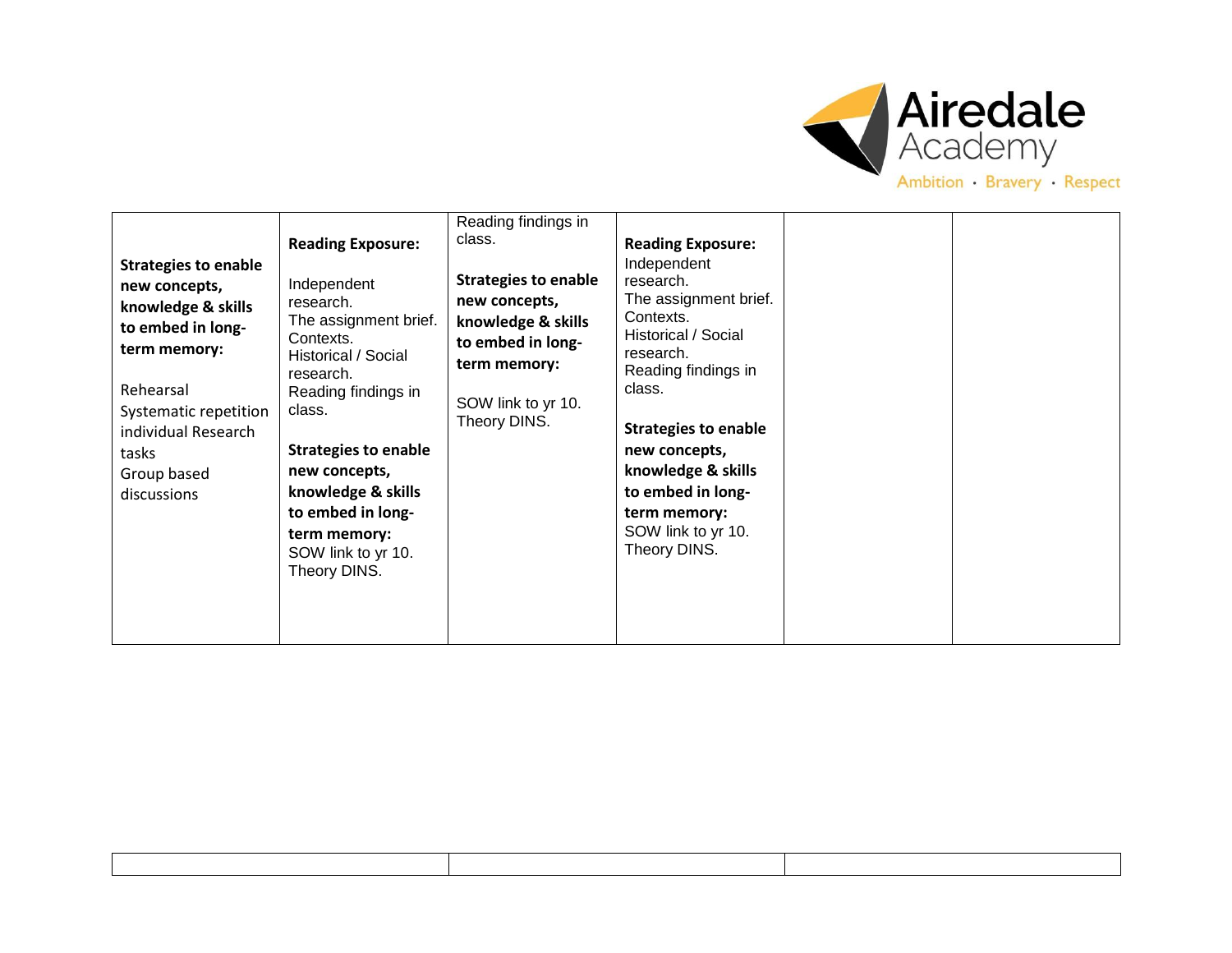| | | | | | |
|---|---|---|---|---|---|
| **Strategies to enable new concepts, knowledge & skills to embed in long-term memory:**<br><br>Rehearsal<br>Systematic repetition<br>individual Research tasks<br>Group based discussions | **Reading Exposure:**<br><br>Independent research.<br>The assignment brief.<br>Contexts.<br>Historical / Social research.<br>Reading findings in class.<br><br>**Strategies to enable new concepts, knowledge & skills to embed in long-term memory:**<br>SOW link to yr 10.<br>Theory DINS. | Reading findings in class.<br><br>**Strategies to enable new concepts, knowledge & skills to embed in long-term memory:**<br><br>SOW link to yr 10.<br>Theory DINS. | **Reading Exposure:**<br>Independent research.<br>The assignment brief.<br>Contexts.<br>Historical / Social research.<br>Reading findings in class.<br><br>**Strategies to enable new concepts, knowledge & skills to embed in long-term memory:**<br>SOW link to yr 10.<br>Theory DINS. | | |

| | | |
|---|---|---|
| | | |